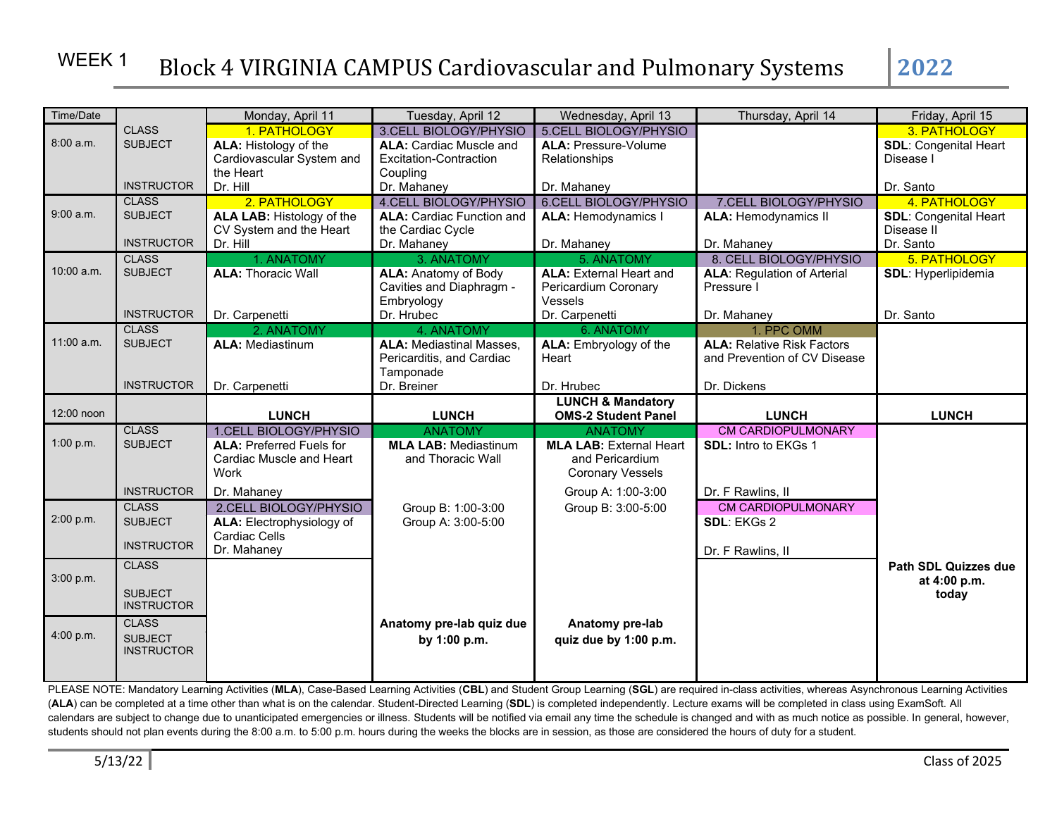# WEEK 1 Block 4 VIRGINIA CAMPUS Cardiovascular and Pulmonary Systems 2022

| Time/Date | | Monday, April 11 | Tuesday, April 12 | Wednesday, April 13 | Thursday, April 14 | Friday, April 15 |
|---|---|---|---|---|---|---|
| 8:00 a.m. | CLASS | 1. PATHOLOGY | 3.CELL BIOLOGY/PHYSIO | 5.CELL BIOLOGY/PHYSIO | | 3. PATHOLOGY |
| | SUBJECT | **ALA:** Histology of the Cardiovascular System and the Heart | **ALA:** Cardiac Muscle and Excitation-Contraction Coupling | **ALA:** Pressure-Volume Relationships | | **SDL**: Congenital Heart Disease I |
| | INSTRUCTOR | Dr. Hill | Dr. Mahaney | Dr. Mahaney | | Dr. Santo |
| 9:00 a.m. | CLASS | 2. PATHOLOGY | 4.CELL BIOLOGY/PHYSIO | 6.CELL BIOLOGY/PHYSIO | 7.CELL BIOLOGY/PHYSIO | 4. PATHOLOGY |
| | SUBJECT | **ALA LAB:** Histology of the CV System and the Heart | **ALA:** Cardiac Function and the Cardiac Cycle | **ALA:** Hemodynamics I | **ALA:** Hemodynamics II | **SDL**: Congenital Heart Disease II |
| | INSTRUCTOR | Dr. Hill | Dr. Mahaney | Dr. Mahaney | Dr. Mahaney | Dr. Santo |
| 10:00 a.m. | CLASS | 1. ANATOMY | 3. ANATOMY | 5. ANATOMY | 8. CELL BIOLOGY/PHYSIO | 5. PATHOLOGY |
| | SUBJECT | **ALA:** Thoracic Wall | **ALA:** Anatomy of Body Cavities and Diaphragm - Embryology | **ALA:** External Heart and Pericardium Coronary Vessels | **ALA**: Regulation of Arterial Pressure I | **SDL**: Hyperlipidemia |
| | INSTRUCTOR | Dr. Carpenetti | Dr. Hrubec | Dr. Carpenetti | Dr. Mahaney | Dr. Santo |
| 11:00 a.m. | CLASS | 2. ANATOMY | 4. ANATOMY | 6. ANATOMY | 1. PPC OMM | |
| | SUBJECT | **ALA:** Mediastinum | **ALA:** Mediastinal Masses, Pericarditis, and Cardiac Tamponade | **ALA:** Embryology of the Heart | **ALA:** Relative Risk Factors and Prevention of CV Disease | |
| | INSTRUCTOR | Dr. Carpenetti | Dr. Breiner | Dr. Hrubec | Dr. Dickens | |
| 12:00 noon | | **LUNCH** | **LUNCH** | **LUNCH & Mandatory OMS-2 Student Panel** | **LUNCH** | **LUNCH** |
| 1:00 p.m. | CLASS | 1.CELL BIOLOGY/PHYSIO | ANATOMY | ANATOMY | CM CARDIOPULMONARY | |
| | SUBJECT | **ALA:** Preferred Fuels for Cardiac Muscle and Heart Work | **MLA LAB:** Mediastinum and Thoracic Wall | **MLA LAB:** External Heart and Pericardium Coronary Vessels | **SDL:** Intro to EKGs 1 | |
| | INSTRUCTOR | Dr. Mahaney | | Group A: 1:00-3:00 | Dr. F Rawlins, II | |
| 2:00 p.m. | CLASS | 2.CELL BIOLOGY/PHYSIO | Group B: 1:00-3:00 | Group B: 3:00-5:00 | CM CARDIOPULMONARY | |
| | SUBJECT | **ALA:** Electrophysiology of Cardiac Cells | Group A: 3:00-5:00 | | **SDL:** EKGs 2 | |
| | INSTRUCTOR | Dr. Mahaney | | | Dr. F Rawlins, II | |
| 3:00 p.m. | CLASS | | | | | **Path SDL Quizzes due at 4:00 p.m. today** |
| | SUBJECT INSTRUCTOR | | | | | |
| 4:00 p.m. | CLASS | | **Anatomy pre-lab quiz due by 1:00 p.m.** | **Anatomy pre-lab quiz due by 1:00 p.m.** | | |
| | SUBJECT INSTRUCTOR | | | | | |

PLEASE NOTE: Mandatory Learning Activities (**MLA**), Case-Based Learning Activities (**CBL**) and Student Group Learning (**SGL**) are required in-class activities, whereas Asynchronous Learning Activities (**ALA**) can be completed at a time other than what is on the calendar. Student-Directed Learning (**SDL**) is completed independently. Lecture exams will be completed in class using ExamSoft. All calendars are subject to change due to unanticipated emergencies or illness. Students will be notified via email any time the schedule is changed and with as much notice as possible. In general, however, students should not plan events during the 8:00 a.m. to 5:00 p.m. hours during the weeks the blocks are in session, as those are considered the hours of duty for a student.

5/13/22 Class of 2025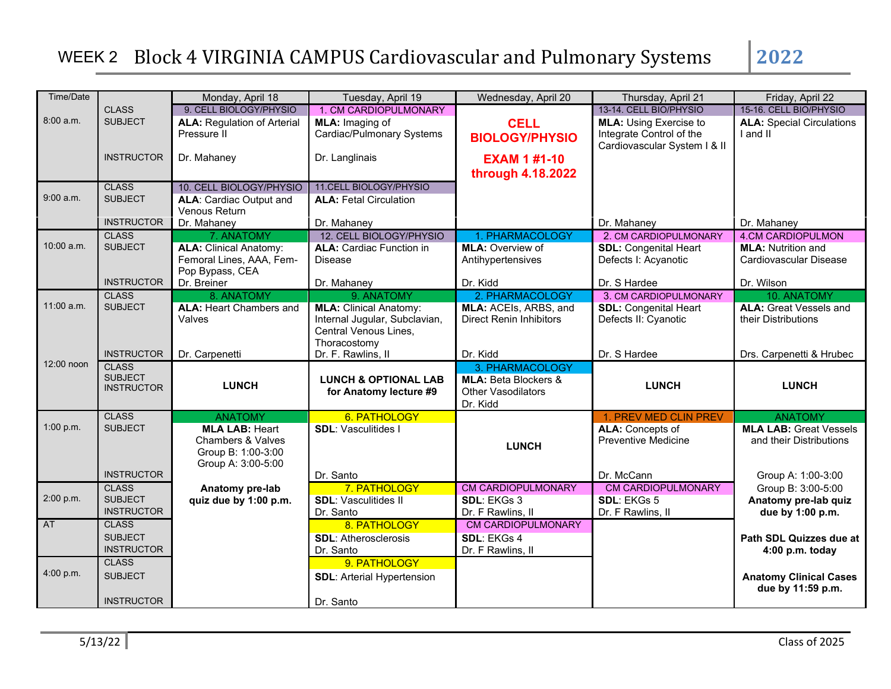# WEEK 2 Block 4 VIRGINIA CAMPUS Cardiovascular and Pulmonary Systems 2022

| Time/Date | | Monday, April 18 | Tuesday, April 19 | Wednesday, April 20 | Thursday, April 21 | Friday, April 22 |
|---|---|---|---|---|---|---|
| 8:00 a.m. | CLASS | 9. CELL BIOLOGY/PHYSIO | 1. CM CARDIOPULMONARY | **CELL BIOLOGY/PHYSIO EXAM 1 #1-10 through 4.18.2022** | 13-14. CELL BIO/PHYSIO | 15-16. CELL BIO/PHYSIO |
| | SUBJECT | **ALA:** Regulation of Arterial Pressure II | **MLA:** Imaging of Cardiac/Pulmonary Systems | | **MLA:** Using Exercise to Integrate Control of the Cardiovascular System I & II | **ALA:** Special Circulations I and II |
| | INSTRUCTOR | Dr. Mahaney | Dr. Langlinais | | | |
| 9:00 a.m. | CLASS | 10. CELL BIOLOGY/PHYSIO | 11.CELL BIOLOGY/PHYSIO | | | |
| | SUBJECT | **ALA**: Cardiac Output and Venous Return | **ALA:** Fetal Circulation | | | |
| | INSTRUCTOR | Dr. Mahaney | Dr. Mahaney | | Dr. Mahaney | Dr. Mahaney |
| 10:00 a.m. | CLASS | 7. ANATOMY | 12. CELL BIOLOGY/PHYSIO | 1. PHARMACOLOGY | 2. CM CARDIOPULMONARY | 4.CM CARDIOPULMON |
| | SUBJECT | **ALA:** Clinical Anatomy: Femoral Lines, AAA, Fem-Pop Bypass, CEA | **ALA:** Cardiac Function in Disease | **MLA:** Overview of Antihypertensives | **SDL:** Congenital Heart Defects I: Acyanotic | **MLA:** Nutrition and Cardiovascular Disease |
| | INSTRUCTOR | Dr. Breiner | Dr. Mahaney | Dr. Kidd | Dr. S Hardee | Dr. Wilson |
| 11:00 a.m. | CLASS | 8. ANATOMY | 9. ANATOMY | 2. PHARMACOLOGY | 3. CM CARDIOPULMONARY | 10. ANATOMY |
| | SUBJECT | **ALA:** Heart Chambers and Valves | **MLA:** Clinical Anatomy: Internal Jugular, Subclavian, Central Venous Lines, Thoracostomy | **MLA:** ACEIs, ARBS, and Direct Renin Inhibitors | **SDL:** Congenital Heart Defects II: Cyanotic | **ALA:** Great Vessels and their Distributions |
| | INSTRUCTOR | Dr. Carpenetti | Dr. F. Rawlins, II | Dr. Kidd | Dr. S Hardee | Drs. Carpenetti & Hrubec |
| 12:00 noon | CLASS / SUBJECT / INSTRUCTOR | **LUNCH** | **LUNCH & OPTIONAL LAB for Anatomy lecture #9** | 3. PHARMACOLOGY<br>**MLA:** Beta Blockers & Other Vasodilators<br>Dr. Kidd | **LUNCH** | **LUNCH** |
| 1:00 p.m. | CLASS | ANATOMY | 6. PATHOLOGY | **LUNCH** | 1. PREV MED CLIN PREV | ANATOMY |
| | SUBJECT | **MLA LAB:** Heart Chambers & Valves<br>Group B: 1:00-3:00<br>Group A: 3:00-5:00 | **SDL**: Vasculitides I | | **ALA:** Concepts of Preventive Medicine | **MLA LAB:** Great Vessels and their Distributions |
| | INSTRUCTOR | | Dr. Santo | | Dr. McCann | Group A: 1:00-3:00 |
| 2:00 p.m. | CLASS / SUBJECT / INSTRUCTOR | **Anatomy pre-lab quiz due by 1:00 p.m.** | 7. PATHOLOGY<br>**SDL**: Vasculitides II<br>Dr. Santo | CM CARDIOPULMONARY<br>**SDL**: EKGs 3<br>Dr. F Rawlins, II | CM CARDIOPULMONARY<br>**SDL**: EKGs 5<br>Dr. F Rawlins, II | Group B: 3:00-5:00<br>**Anatomy pre-lab quiz due by 1:00 p.m.** |
| AT | CLASS / SUBJECT / INSTRUCTOR | | 8. PATHOLOGY<br>**SDL**: Atherosclerosis<br>Dr. Santo | CM CARDIOPULMONARY<br>**SDL**: EKGs 4<br>Dr. F Rawlins, II | | **Path SDL Quizzes due at 4:00 p.m. today** |
| 4:00 p.m. | CLASS / SUBJECT / INSTRUCTOR | | 9. PATHOLOGY<br>**SDL**: Arterial Hypertension<br>Dr. Santo | | | **Anatomy Clinical Cases due by 11:59 p.m.** |

5/13/22 Class of 2025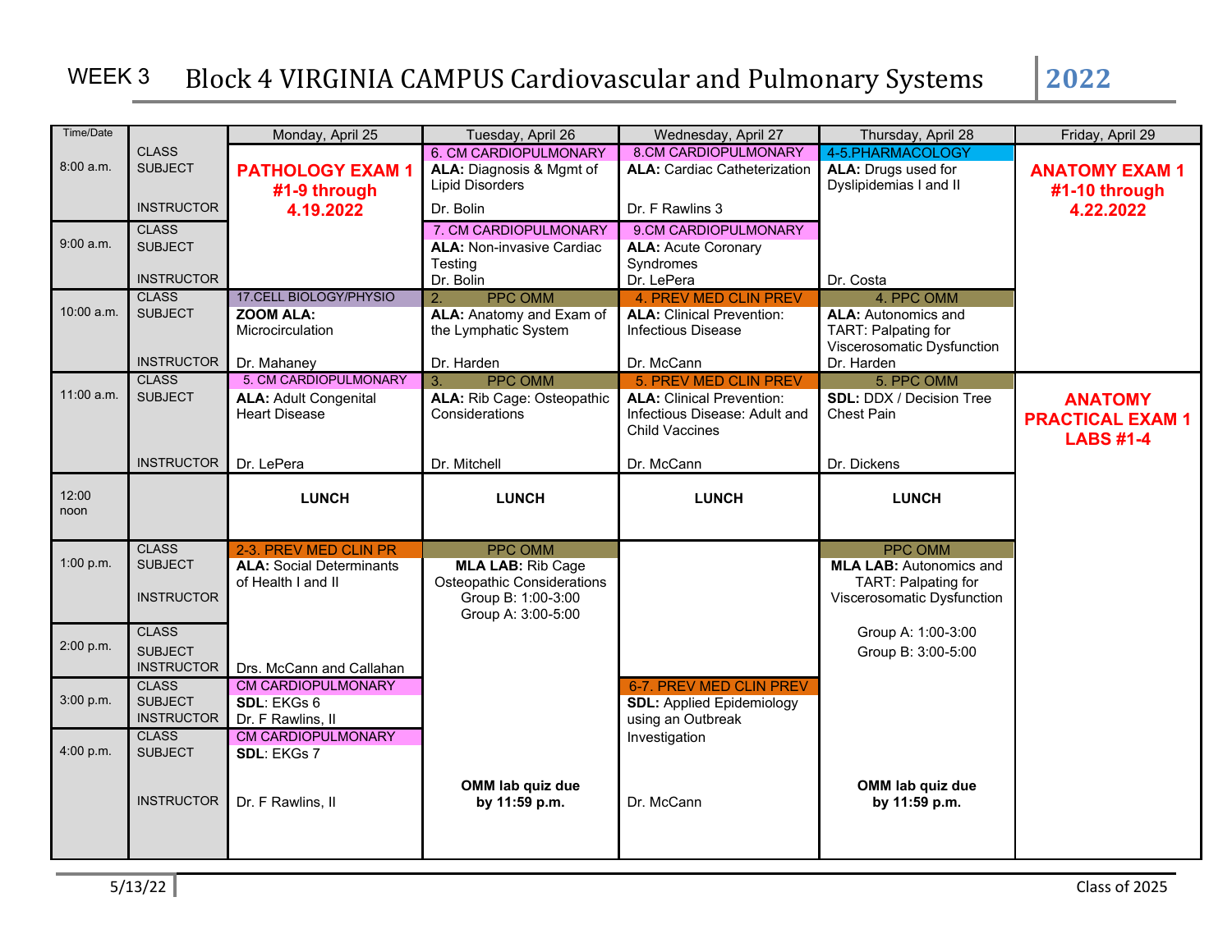# WEEK 3 Block 4 VIRGINIA CAMPUS Cardiovascular and Pulmonary Systems 2022

| Time/Date | | Monday, April 25 | Tuesday, April 26 | Wednesday, April 27 | Thursday, April 28 | Friday, April 29 |
|---|---|---|---|---|---|---|
| 8:00 a.m. | CLASS<br>SUBJECT<br>INSTRUCTOR | **PATHOLOGY EXAM 1 #1-9 through 4.19.2022** | 6. CM CARDIOPULMONARY<br>**ALA:** Diagnosis & Mgmt of Lipid Disorders<br>Dr. Bolin | 8.CM CARDIOPULMONARY<br>**ALA:** Cardiac Catheterization<br>Dr. F Rawlins 3 | 4-5.PHARMACOLOGY<br>**ALA:** Drugs used for Dyslipidemias I and II<br>Dr. Costa | **ANATOMY EXAM 1 #1-10 through 4.22.2022** |
| 9:00 a.m. | CLASS<br>SUBJECT<br>INSTRUCTOR | | 7. CM CARDIOPULMONARY<br>**ALA:** Non-invasive Cardiac Testing<br>Dr. Bolin | 9.CM CARDIOPULMONARY<br>**ALA:** Acute Coronary Syndromes<br>Dr. LePera | | |
| 10:00 a.m. | CLASS<br>SUBJECT<br>INSTRUCTOR | 17.CELL BIOLOGY/PHYSIO<br>**ZOOM ALA:** Microcirculation<br>Dr. Mahaney | 2. PPC OMM<br>**ALA:** Anatomy and Exam of the Lymphatic System<br>Dr. Harden | 4. PREV MED CLIN PREV<br>**ALA:** Clinical Prevention: Infectious Disease<br>Dr. McCann | 4. PPC OMM<br>**ALA:** Autonomics and TART: Palpating for Viscerosomatic Dysfunction<br>Dr. Harden | |
| 11:00 a.m. | CLASS<br>SUBJECT<br>INSTRUCTOR | 5. CM CARDIOPULMONARY<br>**ALA:** Adult Congenital Heart Disease<br>Dr. LePera | 3. PPC OMM<br>**ALA:** Rib Cage: Osteopathic Considerations<br>Dr. Mitchell | 5. PREV MED CLIN PREV<br>**ALA:** Clinical Prevention: Infectious Disease: Adult and Child Vaccines<br>Dr. McCann | 5. PPC OMM<br>**SDL:** DDX / Decision Tree Chest Pain<br>Dr. Dickens | **ANATOMY PRACTICAL EXAM 1 LABS #1-4** |
| 12:00 noon | | **LUNCH** | **LUNCH** | **LUNCH** | **LUNCH** | |
| 1:00 p.m. | CLASS<br>SUBJECT<br>INSTRUCTOR | 2-3. PREV MED CLIN PR<br>**ALA:** Social Determinants of Health I and II | PPC OMM<br>**MLA LAB:** Rib Cage Osteopathic Considerations<br>Group B: 1:00-3:00<br>Group A: 3:00-5:00 | | PPC OMM<br>**MLA LAB:** Autonomics and TART: Palpating for Viscerosomatic Dysfunction<br>Group A: 1:00-3:00<br>Group B: 3:00-5:00 | |
| 2:00 p.m. | CLASS<br>SUBJECT<br>INSTRUCTOR | Drs. McCann and Callahan | | | | |
| 3:00 p.m. | CLASS<br>SUBJECT<br>INSTRUCTOR | CM CARDIOPULMONARY<br>**SDL**: EKGs 6<br>Dr. F Rawlins, II | | 6-7. PREV MED CLIN PREV<br>**SDL:** Applied Epidemiology using an Outbreak Investigation | | |
| 4:00 p.m. | CLASS<br>SUBJECT<br>INSTRUCTOR | CM CARDIOPULMONARY<br>**SDL**: EKGs 7<br>Dr. F Rawlins, II | **OMM lab quiz due by 11:59 p.m.** | Dr. McCann | **OMM lab quiz due by 11:59 p.m.** | |

5/13/22 Class of 2025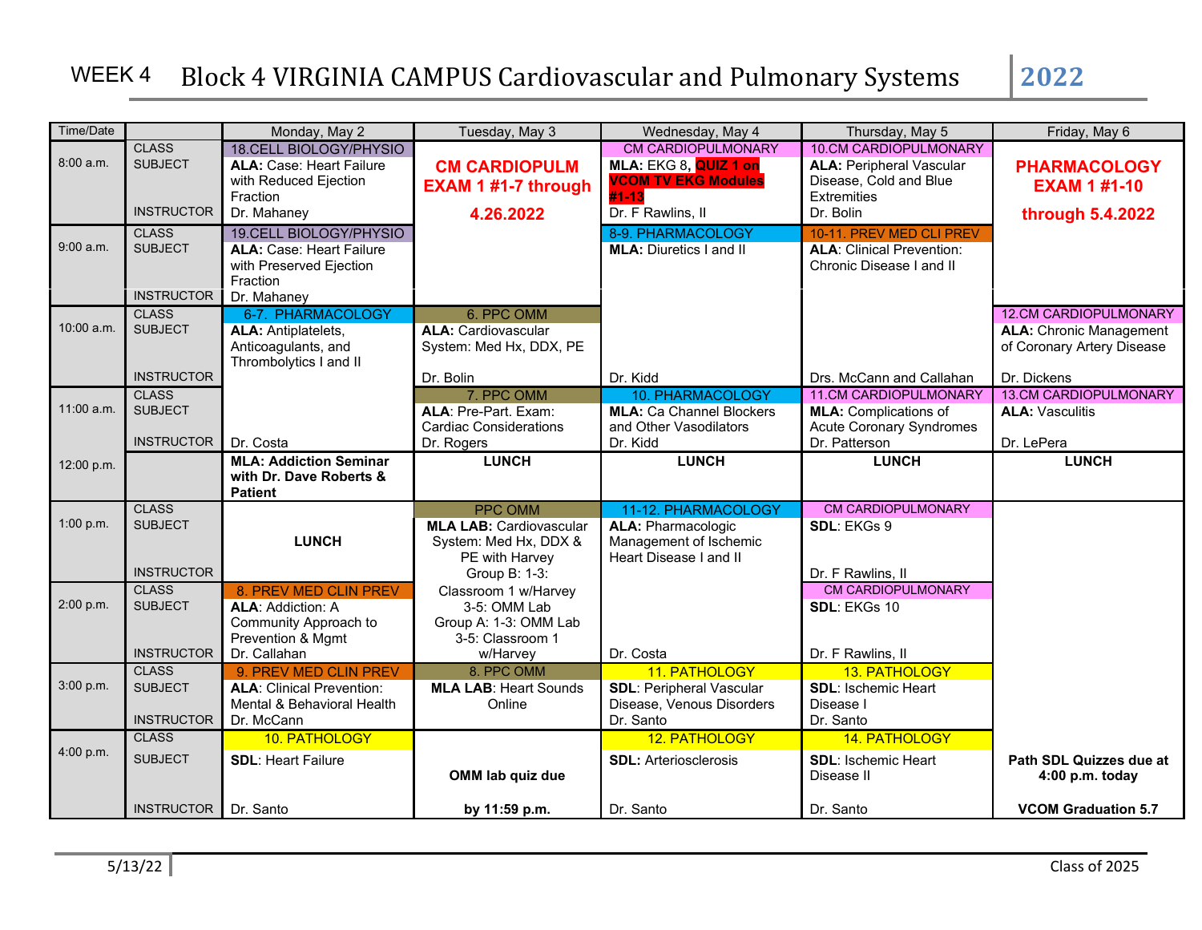# WEEK 4 Block 4 VIRGINIA CAMPUS Cardiovascular and Pulmonary Systems 2022

| Time/Date | | Monday, May 2 | Tuesday, May 3 | Wednesday, May 4 | Thursday, May 5 | Friday, May 6 |
|---|---|---|---|---|---|---|
| 8:00 a.m. | CLASS | 18.CELL BIOLOGY/PHYSIO | **CM CARDIOPULM EXAM 1 #1-7 through 4.26.2022** | CM CARDIOPULMONARY | 10.CM CARDIOPULMONARY | **PHARMACOLOGY EXAM 1 #1-10 through 5.4.2022** |
| | SUBJECT | **ALA:** Case: Heart Failure with Reduced Ejection Fraction | | **MLA:** EKG 8, **QUIZ 1 on VCOM TV EKG Modules #1-13** | **ALA:** Peripheral Vascular Disease, Cold and Blue Extremities | |
| | INSTRUCTOR | Dr. Mahaney | | Dr. F Rawlins, II | Dr. Bolin | |
| 9:00 a.m. | CLASS | 19.CELL BIOLOGY/PHYSIO | | 8-9. PHARMACOLOGY | 10-11. PREV MED CLI PREV | |
| | SUBJECT | **ALA:** Case: Heart Failure with Preserved Ejection Fraction | | **MLA:** Diuretics I and II | **ALA:** Clinical Prevention: Chronic Disease I and II | |
| | INSTRUCTOR | Dr. Mahaney | | | | |
| 10:00 a.m. | CLASS | 6-7. PHARMACOLOGY | 6. PPC OMM | | | 12.CM CARDIOPULMONARY |
| | SUBJECT | **ALA:** Antiplatelets, Anticoagulants, and Thrombolytics I and II | **ALA:** Cardiovascular System: Med Hx, DDX, PE | | | **ALA:** Chronic Management of Coronary Artery Disease |
| | INSTRUCTOR | | Dr. Bolin | Dr. Kidd | Drs. McCann and Callahan | Dr. Dickens |
| 11:00 a.m. | CLASS | | 7. PPC OMM | 10. PHARMACOLOGY | 11.CM CARDIOPULMONARY | 13.CM CARDIOPULMONARY |
| | SUBJECT | | **ALA**: Pre-Part. Exam: Cardiac Considerations | **MLA:** Ca Channel Blockers and Other Vasodilators | **MLA:** Complications of Acute Coronary Syndromes | **ALA:** Vasculitis |
| | INSTRUCTOR | Dr. Costa | Dr. Rogers | Dr. Kidd | Dr. Patterson | Dr. LePera |
| 12:00 p.m. | | **MLA: Addiction Seminar with Dr. Dave Roberts & Patient** | **LUNCH** | **LUNCH** | **LUNCH** | **LUNCH** |
| 1:00 p.m. | CLASS | | PPC OMM | 11-12. PHARMACOLOGY | CM CARDIOPULMONARY | |
| | SUBJECT | **LUNCH** | **MLA LAB:** Cardiovascular System: Med Hx, DDX & PE with Harvey Group B: 1-3: Classroom 1 w/Harvey 3-5: OMM Lab Group A: 1-3: OMM Lab 3-5: Classroom 1 w/Harvey | **ALA:** Pharmacologic Management of Ischemic Heart Disease I and II | **SDL**: EKGs 9 | |
| | INSTRUCTOR | | | | Dr. F Rawlins, II | |
| 2:00 p.m. | CLASS | 8. PREV MED CLIN PREV | | | CM CARDIOPULMONARY | |
| | SUBJECT | **ALA**: Addiction: A Community Approach to Prevention & Mgmt | | | **SDL**: EKGs 10 | |
| | INSTRUCTOR | Dr. Callahan | | Dr. Costa | Dr. F Rawlins, II | |
| 3:00 p.m. | CLASS | 9. PREV MED CLIN PREV | 8. PPC OMM | 11. PATHOLOGY | 13. PATHOLOGY | |
| | SUBJECT | **ALA**: Clinical Prevention: Mental & Behavioral Health | **MLA LAB**: Heart Sounds Online | **SDL**: Peripheral Vascular Disease, Venous Disorders | **SDL**: Ischemic Heart Disease I | |
| | INSTRUCTOR | Dr. McCann | | Dr. Santo | Dr. Santo | |
| 4:00 p.m. | CLASS | 10. PATHOLOGY | | 12. PATHOLOGY | 14. PATHOLOGY | |
| | SUBJECT | **SDL**: Heart Failure | **OMM lab quiz due** | **SDL:** Arteriosclerosis | **SDL**: Ischemic Heart Disease II | **Path SDL Quizzes due at 4:00 p.m. today** |
| | INSTRUCTOR | Dr. Santo | **by 11:59 p.m.** | Dr. Santo | Dr. Santo | **VCOM Graduation 5.7** |

5/13/22

Class of 2025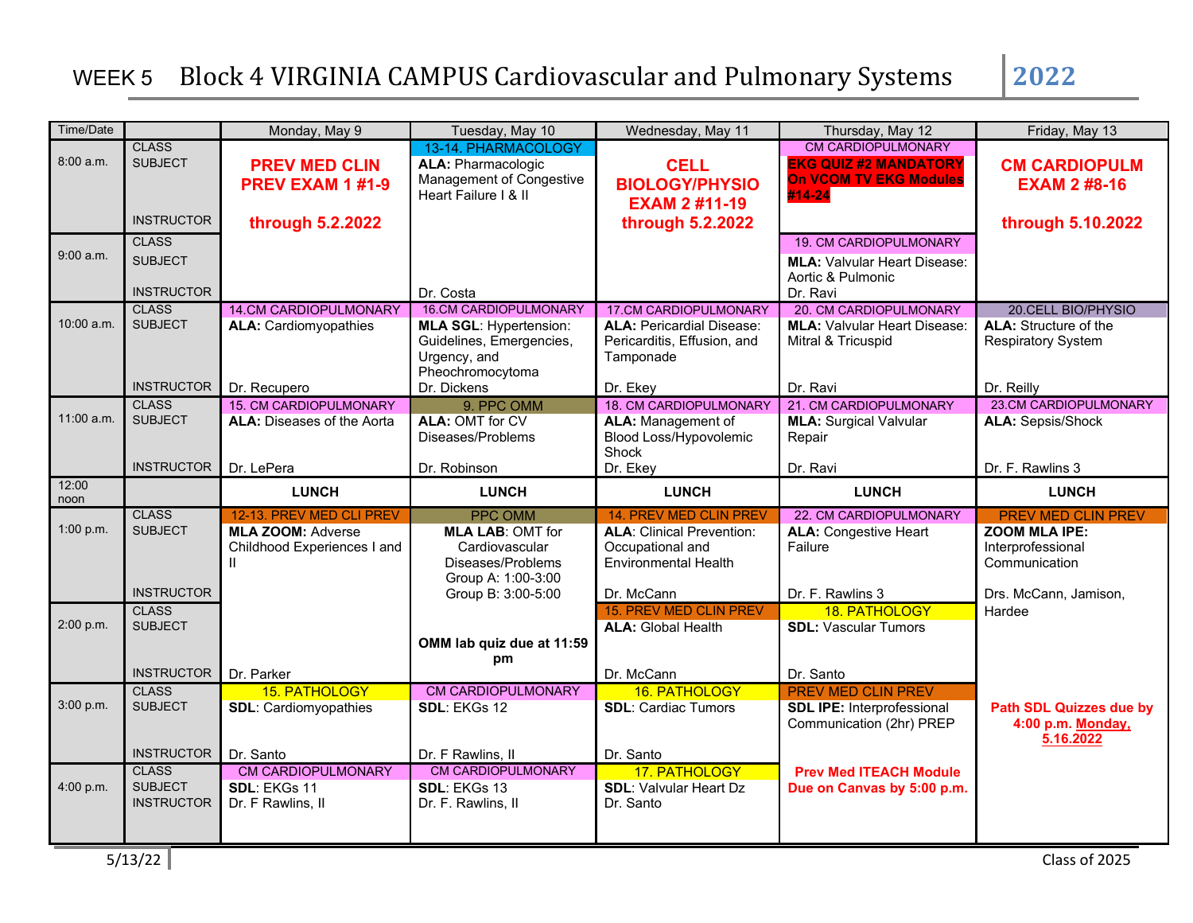# WEEK 5 Block 4 VIRGINIA CAMPUS Cardiovascular and Pulmonary Systems 2022

| Time/Date | | Monday, May 9 | Tuesday, May 10 | Wednesday, May 11 | Thursday, May 12 | Friday, May 13 |
|---|---|---|---|---|---|---|
| 8:00 a.m. | CLASS<br>SUBJECT<br>INSTRUCTOR | **PREV MED CLIN PREV EXAM 1 #1-9 through 5.2.2022** | 13-14. PHARMACOLOGY<br>**ALA:** Pharmacologic Management of Congestive Heart Failure I & II | **CELL BIOLOGY/PHYSIO EXAM 2 #11-19 through 5.2.2022** | CM CARDIOPULMONARY<br>**EKG QUIZ #2 MANDATORY On VCOM TV EKG Modules #14-24** | **CM CARDIOPULM EXAM 2 #8-16 through 5.10.2022** |
| 9:00 a.m. | CLASS<br>SUBJECT<br>INSTRUCTOR | | Dr. Costa | | 19. CM CARDIOPULMONARY<br>**MLA:** Valvular Heart Disease: Aortic & Pulmonic<br>Dr. Ravi | |
| 10:00 a.m. | CLASS<br>SUBJECT<br>INSTRUCTOR | 14.CM CARDIOPULMONARY<br>**ALA:** Cardiomyopathies<br>Dr. Recupero | 16.CM CARDIOPULMONARY<br>**MLA SGL:** Hypertension: Guidelines, Emergencies, Urgency, and Pheochromocytoma<br>Dr. Dickens | 17.CM CARDIOPULMONARY<br>**ALA:** Pericardial Disease: Pericarditis, Effusion, and Tamponade<br>Dr. Ekey | 20. CM CARDIOPULMONARY<br>**MLA:** Valvular Heart Disease: Mitral & Tricuspid<br>Dr. Ravi | 20.CELL BIO/PHYSIO<br>**ALA:** Structure of the Respiratory System<br>Dr. Reilly |
| 11:00 a.m. | CLASS<br>SUBJECT<br>INSTRUCTOR | 15. CM CARDIOPULMONARY<br>**ALA:** Diseases of the Aorta<br>Dr. LePera | 9. PPC OMM<br>**ALA:** OMT for CV Diseases/Problems<br>Dr. Robinson | 18. CM CARDIOPULMONARY<br>**ALA:** Management of Blood Loss/Hypovolemic Shock<br>Dr. Ekey | 21. CM CARDIOPULMONARY<br>**MLA:** Surgical Valvular Repair<br>Dr. Ravi | 23.CM CARDIOPULMONARY<br>**ALA:** Sepsis/Shock<br>Dr. F. Rawlins 3 |
| 12:00 noon | | **LUNCH** | **LUNCH** | **LUNCH** | **LUNCH** | **LUNCH** |
| 1:00 p.m. | CLASS<br>SUBJECT<br>INSTRUCTOR | 12-13. PREV MED CLI PREV<br>**MLA ZOOM:** Adverse Childhood Experiences I and II | PPC OMM<br>**MLA LAB:** OMT for Cardiovascular Diseases/Problems<br>Group A: 1:00-3:00<br>Group B: 3:00-5:00 | 14. PREV MED CLIN PREV<br>**ALA**: Clinical Prevention: Occupational and Environmental Health<br>Dr. McCann | 22. CM CARDIOPULMONARY<br>**ALA:** Congestive Heart Failure<br>Dr. F. Rawlins 3 | PREV MED CLIN PREV<br>**ZOOM MLA IPE:** Interprofessional Communication<br>Drs. McCann, Jamison, Hardee |
| 2:00 p.m. | CLASS<br>SUBJECT<br>INSTRUCTOR | Dr. Parker | **OMM lab quiz due at 11:59 pm** | 15. PREV MED CLIN PREV<br>**ALA:** Global Health<br>Dr. McCann | 18. PATHOLOGY<br>**SDL:** Vascular Tumors<br>Dr. Santo | |
| 3:00 p.m. | CLASS<br>SUBJECT<br>INSTRUCTOR | 15. PATHOLOGY<br>**SDL**: Cardiomyopathies<br>Dr. Santo | CM CARDIOPULMONARY<br>**SDL**: EKGs 12<br>Dr. F Rawlins, II | 16. PATHOLOGY<br>**SDL**: Cardiac Tumors<br>Dr. Santo | PREV MED CLIN PREV<br>**SDL IPE:** Interprofessional Communication (2hr) PREP | **Path SDL Quizzes due by 4:00 p.m. Monday, 5.16.2022** |
| 4:00 p.m. | CLASS<br>SUBJECT<br>INSTRUCTOR | CM CARDIOPULMONARY<br>**SDL**: EKGs 11<br>Dr. F Rawlins, II | CM CARDIOPULMONARY<br>**SDL**: EKGs 13<br>Dr. F. Rawlins, II | 17. PATHOLOGY<br>**SDL**: Valvular Heart Dz<br>Dr. Santo | **Prev Med ITEACH Module Due on Canvas by 5:00 p.m.** | |

5/13/22

Class of 2025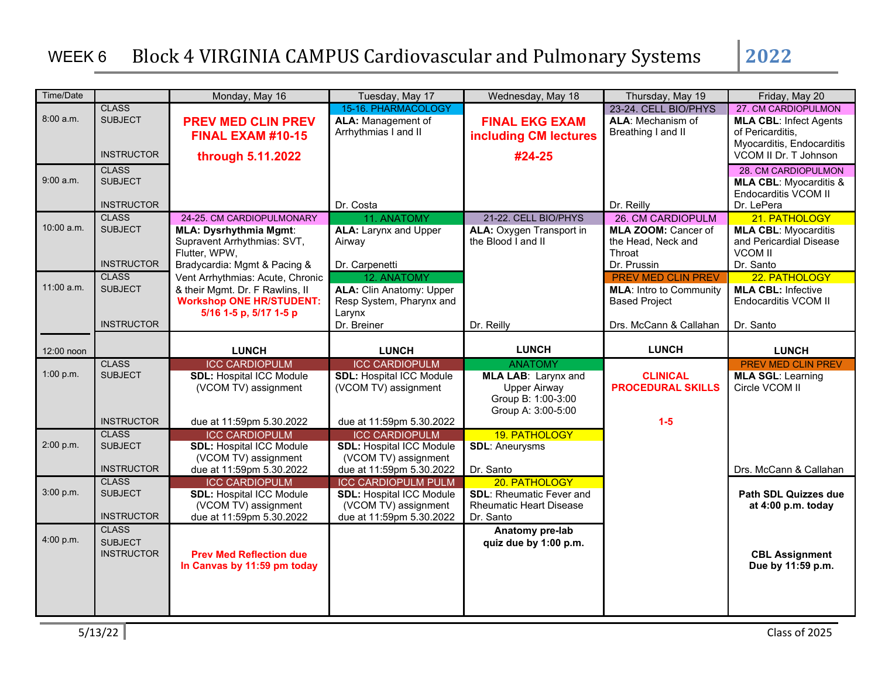# WEEK 6 Block 4 VIRGINIA CAMPUS Cardiovascular and Pulmonary Systems 2022

| Time/Date | | Monday, May 16 | Tuesday, May 17 | Wednesday, May 18 | Thursday, May 19 | Friday, May 20 |
|---|---|---|---|---|---|---|
| 8:00 a.m. | CLASS SUBJECT INSTRUCTOR | **PREV MED CLIN PREV FINAL EXAM #10-15 through 5.11.2022** | 15-16. PHARMACOLOGY **ALA:** Management of Arrhythmias I and II | **FINAL EKG EXAM including CM lectures #24-25** | 23-24. CELL BIO/PHYS **ALA:** Mechanism of Breathing I and II | 27. CM CARDIOPULMON **MLA CBL:** Infect Agents of Pericarditis, Myocarditis, Endocarditis VCOM II Dr. T Johnson |
| 9:00 a.m. | CLASS SUBJECT INSTRUCTOR | | Dr. Costa | | Dr. Reilly | 28. CM CARDIOPULMON **MLA CBL:** Myocarditis & Endocarditis VCOM II Dr. LePera |
| 10:00 a.m. | CLASS SUBJECT INSTRUCTOR | 24-25. CM CARDIOPULMONARY **MLA: Dysrhythmia Mgmt**: Supravent Arrhythmias: SVT, Flutter, WPW, Bradycardia: Mgmt & Pacing & | 11. ANATOMY **ALA:** Larynx and Upper Airway Dr. Carpenetti | 21-22. CELL BIO/PHYS **ALA:** Oxygen Transport in the Blood I and II | 26. CM CARDIOPULM **MLA ZOOM:** Cancer of the Head, Neck and Throat Dr. Prussin | 21. PATHOLOGY **MLA CBL:** Myocarditis and Pericardial Disease VCOM II Dr. Santo |
| 11:00 a.m. | CLASS SUBJECT INSTRUCTOR | Vent Arrhythmias: Acute, Chronic & their Mgmt. Dr. F Rawlins, II **Workshop ONE HR/STUDENT: 5/16 1-5 p, 5/17 1-5 p** | 12. ANATOMY **ALA:** Clin Anatomy: Upper Resp System, Pharynx and Larynx Dr. Breiner | Dr. Reilly | PREV MED CLIN PREV **MLA:** Intro to Community Based Project Drs. McCann & Callahan | 22. PATHOLOGY **MLA CBL:** Infective Endocarditis VCOM II Dr. Santo |
| 12:00 noon | | **LUNCH** | **LUNCH** | **LUNCH** | **LUNCH** | **LUNCH** |
| 1:00 p.m. | CLASS SUBJECT INSTRUCTOR | ICC CARDIOPULM **SDL:** Hospital ICC Module (VCOM TV) assignment due at 11:59pm 5.30.2022 | ICC CARDIOPULM **SDL:** Hospital ICC Module (VCOM TV) assignment due at 11:59pm 5.30.2022 | ANATOMY **MLA LAB**: Larynx and Upper Airway Group B: 1:00-3:00 Group A: 3:00-5:00 | **CLINICAL PROCEDURAL SKILLS 1-5** | PREV MED CLIN PREV **MLA SGL:** Learning Circle VCOM II Drs. McCann & Callahan |
| 2:00 p.m. | CLASS SUBJECT INSTRUCTOR | ICC CARDIOPULM **SDL:** Hospital ICC Module (VCOM TV) assignment due at 11:59pm 5.30.2022 | ICC CARDIOPULM **SDL:** Hospital ICC Module (VCOM TV) assignment due at 11:59pm 5.30.2022 | 19. PATHOLOGY **SDL**: Aneurysms Dr. Santo | | |
| 3:00 p.m. | CLASS SUBJECT INSTRUCTOR | ICC CARDIOPULM **SDL:** Hospital ICC Module (VCOM TV) assignment due at 11:59pm 5.30.2022 | ICC CARDIOPULM PULM **SDL:** Hospital ICC Module (VCOM TV) assignment due at 11:59pm 5.30.2022 | 20. PATHOLOGY **SDL**: Rheumatic Fever and Rheumatic Heart Disease Dr. Santo | | **Path SDL Quizzes due at 4:00 p.m. today** |
| 4:00 p.m. | CLASS SUBJECT INSTRUCTOR | **Prev Med Reflection due In Canvas by 11:59 pm today** | | **Anatomy pre-lab quiz due by 1:00 p.m.** | | **CBL Assignment Due by 11:59 p.m.** |

5/13/22

Class of 2025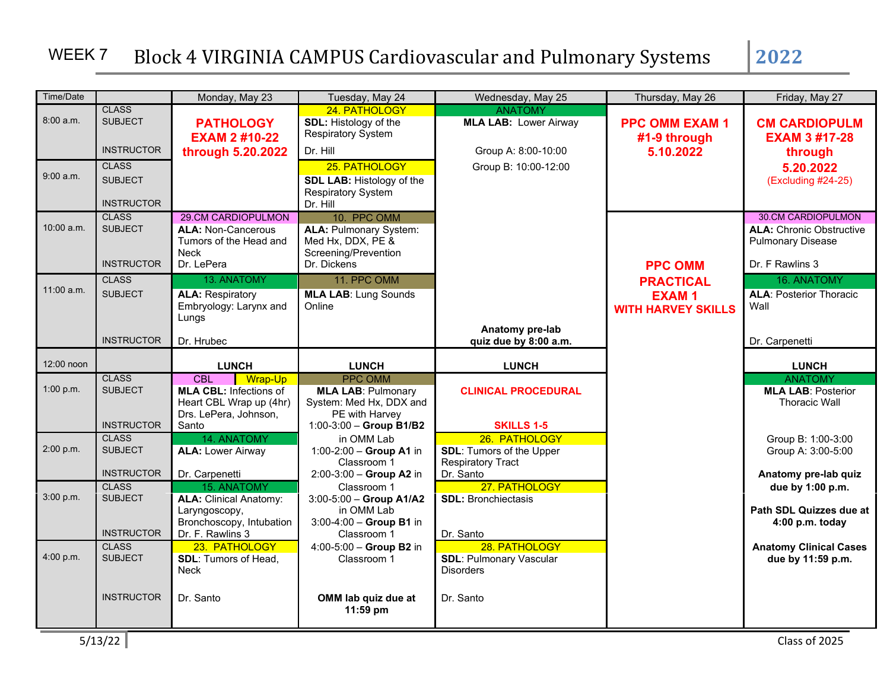# WEEK 7 Block 4 VIRGINIA CAMPUS Cardiovascular and Pulmonary Systems 2022

| Time/Date | | Monday, May 23 | Tuesday, May 24 | Wednesday, May 25 | Thursday, May 26 | Friday, May 27 |
|---|---|---|---|---|---|---|
| 8:00 a.m. | CLASS / SUBJECT / INSTRUCTOR | **PATHOLOGY EXAM 2 #10-22 through 5.20.2022** | 24. PATHOLOGY<br>**SDL:** Histology of the Respiratory System<br>Dr. Hill | ANATOMY<br>**MLA LAB:** Lower Airway<br>Group A: 8:00-10:00<br>Group B: 10:00-12:00 | **PPC OMM EXAM 1 #1-9 through 5.10.2022** | **CM CARDIOPULM EXAM 3 #17-28 through 5.20.2022** (Excluding #24-25) |
| 9:00 a.m. | CLASS / SUBJECT / INSTRUCTOR | | 25. PATHOLOGY<br>**SDL LAB:** Histology of the Respiratory System<br>Dr. Hill | | | |
| 10:00 a.m. | CLASS / SUBJECT / INSTRUCTOR | 29.CM CARDIOPULMON<br>**ALA:** Non-Cancerous Tumors of the Head and Neck<br>Dr. LePera | 10. PPC OMM<br>**ALA:** Pulmonary System: Med Hx, DDX, PE & Screening/Prevention<br>Dr. Dickens | | **PPC OMM PRACTICAL EXAM 1 WITH HARVEY SKILLS** | 30.CM CARDIOPULMON<br>**ALA:** Chronic Obstructive Pulmonary Disease<br>Dr. F Rawlins 3 |
| 11:00 a.m. | CLASS / SUBJECT / INSTRUCTOR | 13. ANATOMY<br>**ALA:** Respiratory Embryology: Larynx and Lungs<br>Dr. Hrubec | 11. PPC OMM<br>**MLA LAB**: Lung Sounds Online | **Anatomy pre-lab quiz due by 8:00 a.m.** | | 16. ANATOMY<br>**ALA**: Posterior Thoracic Wall<br>Dr. Carpenetti |
| 12:00 noon | | **LUNCH** | **LUNCH** | **LUNCH** | | **LUNCH** |
| 1:00 p.m. | CLASS / SUBJECT / INSTRUCTOR | CBL / Wrap-Up<br>**MLA CBL:** Infections of Heart CBL Wrap up (4hr)<br>Drs. LePera, Johnson, Santo | PPC OMM<br>**MLA LAB**: Pulmonary System: Med Hx, DDX and PE with Harvey<br>1:00-3:00 – **Group B1/B2** in OMM Lab<br>1:00-2:00 – **Group A1** in Classroom 1<br>2:00-3:00 – **Group A2** in Classroom 1<br>3:00-5:00 – **Group A1/A2** in OMM Lab<br>3:00-4:00 – **Group B1** in Classroom 1<br>4:00-5:00 – **Group B2** in Classroom 1<br>**OMM lab quiz due at 11:59 pm** | **CLINICAL PROCEDURAL SKILLS 1-5** | | ANATOMY<br>**MLA LAB**: Posterior Thoracic Wall<br>Group B: 1:00-3:00<br>Group A: 3:00-5:00<br>**Anatomy pre-lab quiz due by 1:00 p.m.**<br>**Path SDL Quizzes due at 4:00 p.m. today**<br>**Anatomy Clinical Cases due by 11:59 p.m.** |
| 2:00 p.m. | CLASS / SUBJECT / INSTRUCTOR | 14. ANATOMY<br>**ALA:** Lower Airway<br>Dr. Carpenetti | | 26. PATHOLOGY<br>**SDL**: Tumors of the Upper Respiratory Tract<br>Dr. Santo | | |
| 3:00 p.m. | CLASS / SUBJECT / INSTRUCTOR | 15. ANATOMY<br>**ALA:** Clinical Anatomy: Laryngoscopy, Bronchoscopy, Intubation<br>Dr. F. Rawlins 3 | | 27. PATHOLOGY<br>**SDL:** Bronchiectasis<br>Dr. Santo | | |
| 4:00 p.m. | CLASS / SUBJECT / INSTRUCTOR | 23. PATHOLOGY<br>**SDL**: Tumors of Head, Neck<br>Dr. Santo | | 28. PATHOLOGY<br>**SDL:** Pulmonary Vascular Disorders<br>Dr. Santo | | |

5/13/22 Class of 2025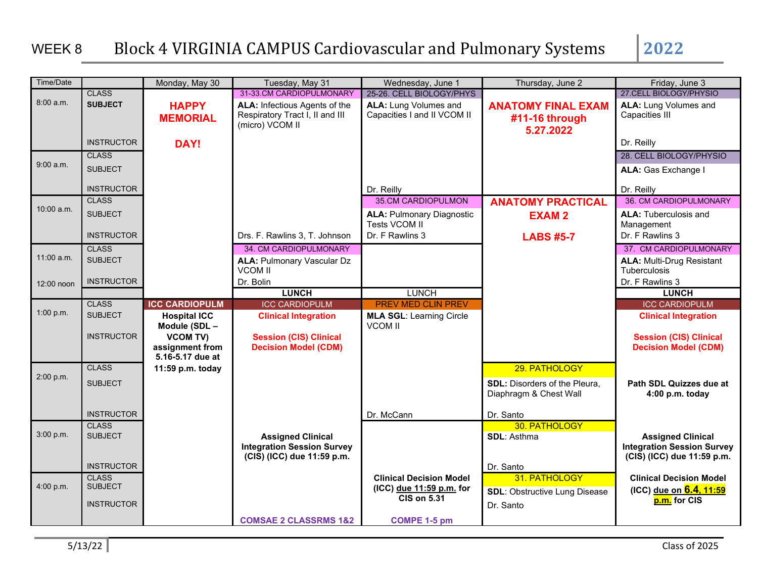# WEEK 8 Block 4 VIRGINIA CAMPUS Cardiovascular and Pulmonary Systems 2022

| Time/Date | | Monday, May 30 | Tuesday, May 31 | Wednesday, June 1 | Thursday, June 2 | Friday, June 3 |
|---|---|---|---|---|---|---|
| 8:00 a.m. | CLASS | **HAPPY MEMORIAL DAY!** | 31-33.CM CARDIOPULMONARY | 25-26. CELL BIOLOGY/PHYS | **ANATOMY FINAL EXAM #11-16 through 5.27.2022** | 27.CELL BIOLOGY/PHYSIO |
| | SUBJECT | | **ALA:** Infectious Agents of the Respiratory Tract I, II and III (micro) VCOM II | **ALA:** Lung Volumes and Capacities I and II VCOM II | | **ALA:** Lung Volumes and Capacities III |
| | INSTRUCTOR | | | | | Dr. Reilly |
| 9:00 a.m. | CLASS | | | | | 28. CELL BIOLOGY/PHYSIO |
| | SUBJECT | | | | | **ALA:** Gas Exchange I |
| | INSTRUCTOR | | | Dr. Reilly | | Dr. Reilly |
| 10:00 a.m. | CLASS | | | 35.CM CARDIOPULMON | **ANATOMY PRACTICAL EXAM 2** **LABS #5-7** | 36. CM CARDIOPULMONARY |
| | SUBJECT | | | **ALA:** Pulmonary Diagnostic Tests VCOM II | | **ALA:** Tuberculosis and Management |
| | INSTRUCTOR | | Drs. F. Rawlins 3, T. Johnson | Dr. F Rawlins 3 | | Dr. F Rawlins 3 |
| 11:00 a.m. | CLASS | | 34. CM CARDIOPULMONARY | | | 37. CM CARDIOPULMONARY |
| | SUBJECT | | **ALA:** Pulmonary Vascular Dz VCOM II | | | **ALA:** Multi-Drug Resistant Tuberculosis |
| 12:00 noon | INSTRUCTOR | | Dr. Bolin | | | Dr. F Rawlins 3 |
| | | | **LUNCH** | LUNCH | | **LUNCH** |
| 1:00 p.m. | CLASS | **ICC CARDIOPULM** | ICC CARDIOPULM | PREV MED CLIN PREV | | ICC CARDIOPULM |
| | SUBJECT | **Hospital ICC Module (SDL – VCOM TV) assignment from 5.16-5.17 due at 11:59 p.m. today** | **Clinical Integration Session (CIS) Clinical Decision Model (CDM)** | **MLA SGL**: Learning Circle VCOM II | | **Clinical Integration Session (CIS) Clinical Decision Model (CDM)** |
| | INSTRUCTOR | | | | | |
| 2:00 p.m. | CLASS | | | | 29. PATHOLOGY | |
| | SUBJECT | | | | **SDL:** Disorders of the Pleura, Diaphragm & Chest Wall | **Path SDL Quizzes due at 4:00 p.m. today** |
| | INSTRUCTOR | | | Dr. McCann | Dr. Santo | |
| 3:00 p.m. | CLASS | | | | 30. PATHOLOGY | |
| | SUBJECT | | **Assigned Clinical Integration Session Survey (CIS) (ICC) due 11:59 p.m.** | | **SDL**: Asthma | **Assigned Clinical Integration Session Survey (CIS) (ICC) due 11:59 p.m.** |
| | INSTRUCTOR | | | | Dr. Santo | |
| 4:00 p.m. | CLASS | | | **Clinical Decision Model (ICC) due 11:59 p.m. for CIS on 5.31** | 31. PATHOLOGY | **Clinical Decision Model (ICC) due on 6.4, 11:59 p.m. for CIS** |
| | SUBJECT | | | | **SDL**: Obstructive Lung Disease | |
| | INSTRUCTOR | | **COMSAE 2 CLASSRMS 1&2** | **COMPE 1-5 pm** | Dr. Santo | |

5/13/22 | Class of 2025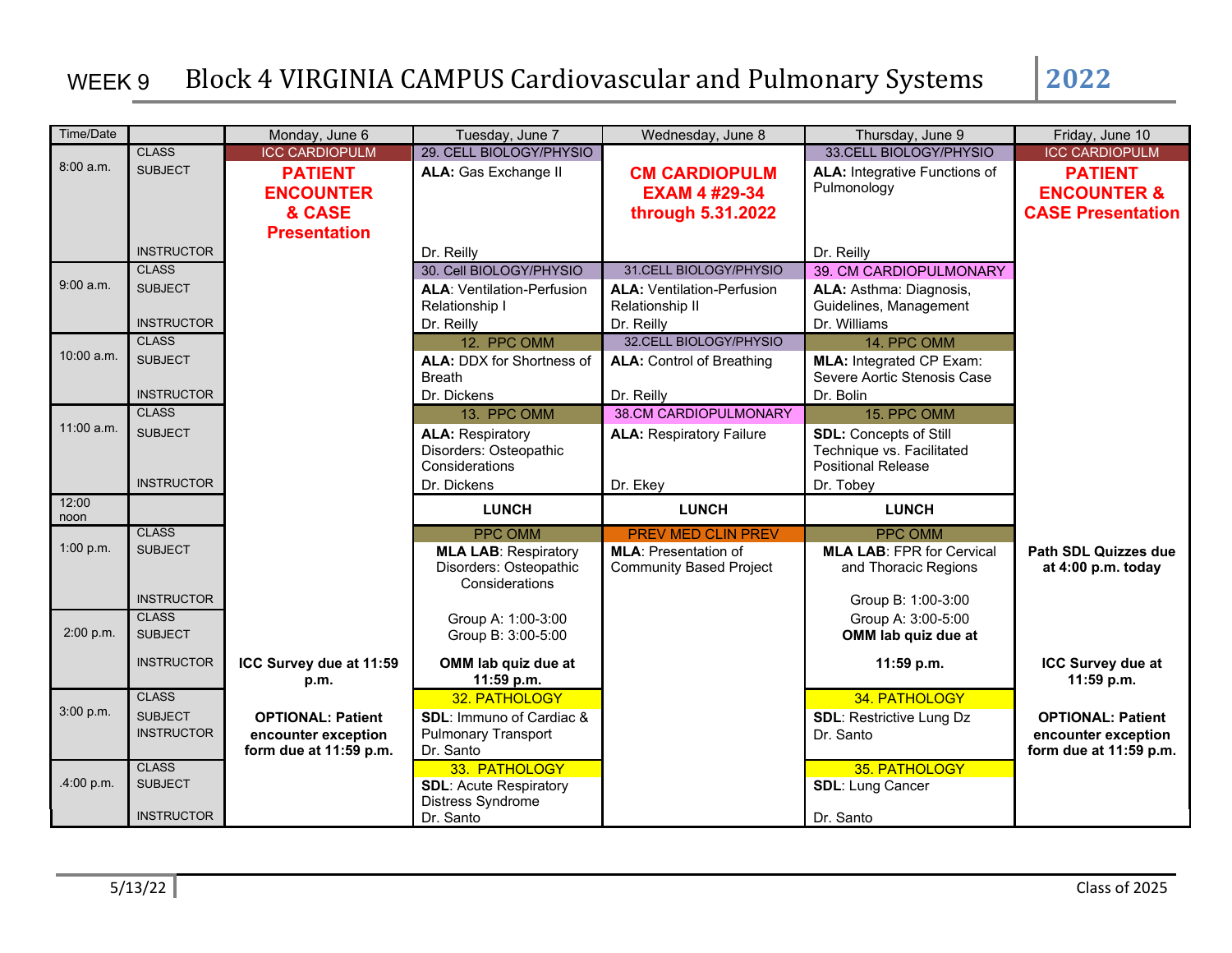# WEEK 9 Block 4 VIRGINIA CAMPUS Cardiovascular and Pulmonary Systems 2022

| Time/Date | | Monday, June 6 | Tuesday, June 7 | Wednesday, June 8 | Thursday, June 9 | Friday, June 10 |
|---|---|---|---|---|---|---|
| 8:00 a.m. | CLASS | ICC CARDIOPULM | 29. CELL BIOLOGY/PHYSIO | | 33.CELL BIOLOGY/PHYSIO | ICC CARDIOPULM |
| | SUBJECT | **PATIENT ENCOUNTER & CASE Presentation** | **ALA:** Gas Exchange II | **CM CARDIOPULM EXAM 4 #29-34 through 5.31.2022** | **ALA:** Integrative Functions of Pulmonology | **PATIENT ENCOUNTER & CASE Presentation** |
| | INSTRUCTOR | | Dr. Reilly | | Dr. Reilly | |
| 9:00 a.m. | CLASS | | 30. Cell BIOLOGY/PHYSIO | 31.CELL BIOLOGY/PHYSIO | 39. CM CARDIOPULMONARY | |
| | SUBJECT | | **ALA**: Ventilation-Perfusion Relationship I | **ALA:** Ventilation-Perfusion Relationship II | **ALA:** Asthma: Diagnosis, Guidelines, Management | |
| | INSTRUCTOR | | Dr. Reilly | Dr. Reilly | Dr. Williams | |
| 10:00 a.m. | CLASS | | 12. PPC OMM | 32.CELL BIOLOGY/PHYSIO | 14. PPC OMM | |
| | SUBJECT | | **ALA:** DDX for Shortness of Breath | **ALA:** Control of Breathing | **MLA:** Integrated CP Exam: Severe Aortic Stenosis Case | |
| | INSTRUCTOR | | Dr. Dickens | Dr. Reilly | Dr. Bolin | |
| 11:00 a.m. | CLASS | | 13. PPC OMM | 38.CM CARDIOPULMONARY | 15. PPC OMM | |
| | SUBJECT | | **ALA:** Respiratory Disorders: Osteopathic Considerations | **ALA:** Respiratory Failure | **SDL:** Concepts of Still Technique vs. Facilitated Positional Release | |
| | INSTRUCTOR | | Dr. Dickens | Dr. Ekey | Dr. Tobey | |
| 12:00 noon | | | **LUNCH** | **LUNCH** | **LUNCH** | |
| 1:00 p.m. | CLASS | | PPC OMM | PREV MED CLIN PREV | PPC OMM | |
| | SUBJECT | | **MLA LAB**: Respiratory Disorders: Osteopathic Considerations | **MLA**: Presentation of Community Based Project | **MLA LAB**: FPR for Cervical and Thoracic Regions | **Path SDL Quizzes due at 4:00 p.m. today** |
| | INSTRUCTOR | | | | Group B: 1:00-3:00 | |
| 2:00 p.m. | CLASS | | Group A: 1:00-3:00 | | Group A: 3:00-5:00 | |
| | SUBJECT | | Group B: 3:00-5:00 | | **OMM lab quiz due at** | |
| | INSTRUCTOR | **ICC Survey due at 11:59 p.m.** | **OMM lab quiz due at 11:59 p.m.** | | **11:59 p.m.** | **ICC Survey due at 11:59 p.m.** |
| 3:00 p.m. | CLASS | | 32. PATHOLOGY | | 34. PATHOLOGY | |
| | SUBJECT | **OPTIONAL: Patient encounter exception form due at 11:59 p.m.** | **SDL**: Immuno of Cardiac & Pulmonary Transport | | **SDL**: Restrictive Lung Dz | **OPTIONAL: Patient encounter exception form due at 11:59 p.m.** |
| | INSTRUCTOR | | Dr. Santo | | Dr. Santo | |
| 4:00 p.m. | CLASS | | 33. PATHOLOGY | | 35. PATHOLOGY | |
| | SUBJECT | | **SDL**: Acute Respiratory Distress Syndrome | | **SDL**: Lung Cancer | |
| | INSTRUCTOR | | Dr. Santo | | Dr. Santo | |

5/13/22 Class of 2025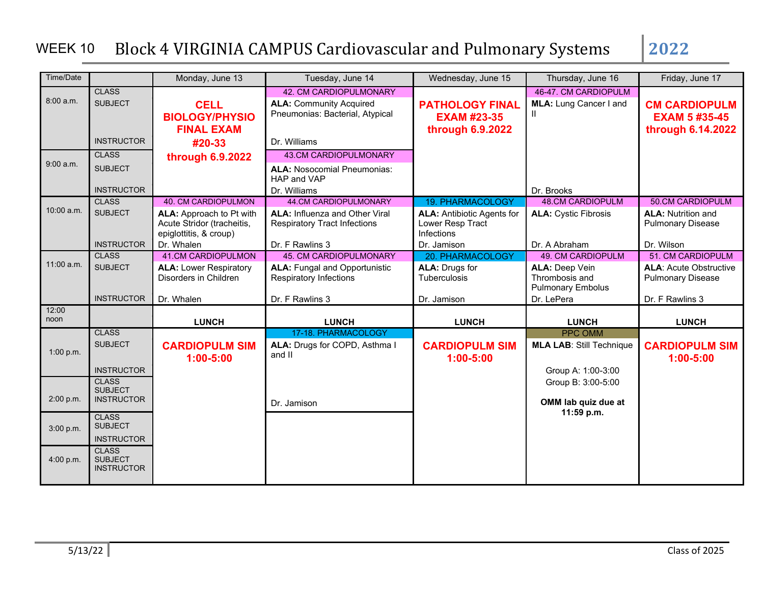# WEEK 10 Block 4 VIRGINIA CAMPUS Cardiovascular and Pulmonary Systems 2022

| Time/Date | | Monday, June 13 | Tuesday, June 14 | Wednesday, June 15 | Thursday, June 16 | Friday, June 17 |
|---|---|---|---|---|---|---|
| 8:00 a.m. | CLASS<br>SUBJECT<br>INSTRUCTOR | **CELL BIOLOGY/PHYSIO FINAL EXAM #20-33 through 6.9.2022** | 42. CM CARDIOPULMONARY<br>**ALA:** Community Acquired Pneumonias: Bacterial, Atypical<br>Dr. Williams | **PATHOLOGY FINAL EXAM #23-35 through 6.9.2022** | 46-47. CM CARDIOPULM<br>**MLA:** Lung Cancer I and II<br>Dr. Brooks | **CM CARDIOPULM EXAM 5 #35-45 through 6.14.2022** |
| 9:00 a.m. | CLASS<br>SUBJECT<br>INSTRUCTOR | | 43.CM CARDIOPULMONARY<br>**ALA:** Nosocomial Pneumonias: HAP and VAP<br>Dr. Williams | | | |
| 10:00 a.m. | CLASS<br>SUBJECT<br>INSTRUCTOR | 40. CM CARDIOPULMON<br>**ALA:** Approach to Pt with Acute Stridor (tracheitis, epiglottitis, & croup)<br>Dr. Whalen | 44.CM CARDIOPULMONARY<br>**ALA:** Influenza and Other Viral Respiratory Tract Infections<br>Dr. F Rawlins 3 | 19. PHARMACOLOGY<br>**ALA:** Antibiotic Agents for Lower Resp Tract Infections<br>Dr. Jamison | 48.CM CARDIOPULM<br>**ALA:** Cystic Fibrosis<br>Dr. A Abraham | 50.CM CARDIOPULM<br>**ALA:** Nutrition and Pulmonary Disease<br>Dr. Wilson |
| 11:00 a.m. | CLASS<br>SUBJECT<br>INSTRUCTOR | 41.CM CARDIOPULMON<br>**ALA:** Lower Respiratory Disorders in Children<br>Dr. Whalen | 45. CM CARDIOPULMONARY<br>**ALA:** Fungal and Opportunistic Respiratory Infections<br>Dr. F Rawlins 3 | 20. PHARMACOLOGY<br>**ALA:** Drugs for Tuberculosis<br>Dr. Jamison | 49. CM CARDIOPULM<br>**ALA:** Deep Vein Thrombosis and Pulmonary Embolus<br>Dr. LePera | 51. CM CARDIOPULM<br>**ALA**: Acute Obstructive Pulmonary Disease<br>Dr. F Rawlins 3 |
| 12:00 noon | | **LUNCH** | **LUNCH** | **LUNCH** | **LUNCH** | **LUNCH** |
| 1:00 p.m. | CLASS<br>SUBJECT<br>INSTRUCTOR | **CARDIOPULM SIM 1:00-5:00** | 17-18. PHARMACOLOGY<br>**ALA:** Drugs for COPD, Asthma I and II<br>Dr. Jamison | **CARDIOPULM SIM 1:00-5:00** | PPC OMM<br>**MLA LAB**: Still Technique<br>Group A: 1:00-3:00<br>Group B: 3:00-5:00<br>**OMM lab quiz due at 11:59 p.m.** | **CARDIOPULM SIM 1:00-5:00** |
| 2:00 p.m. | CLASS<br>SUBJECT<br>INSTRUCTOR | | | | | |
| 3:00 p.m. | CLASS<br>SUBJECT<br>INSTRUCTOR | | | | | |
| 4:00 p.m. | CLASS<br>SUBJECT<br>INSTRUCTOR | | | | | |

5/13/22 Class of 2025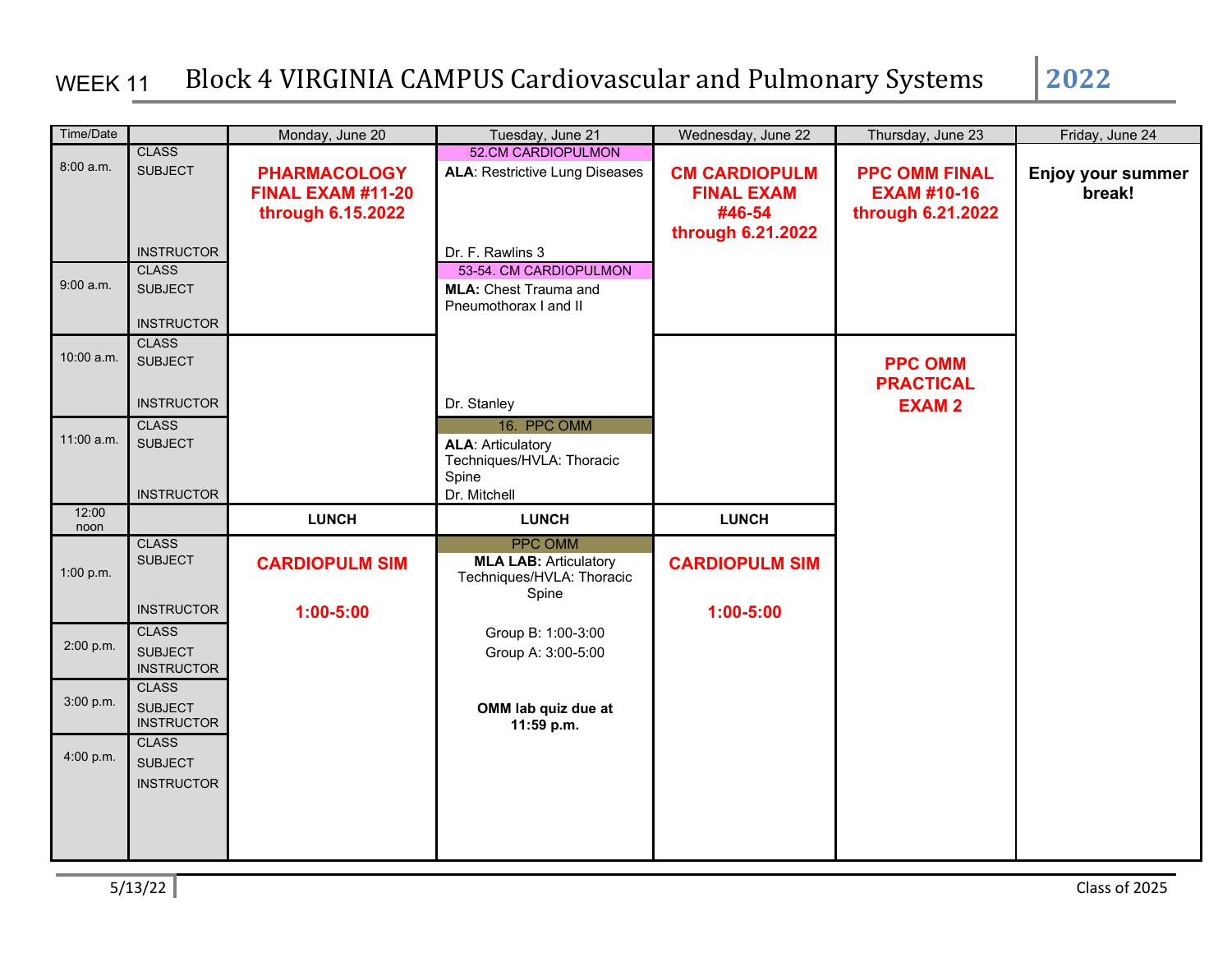# WEEK 11 Block 4 VIRGINIA CAMPUS Cardiovascular and Pulmonary Systems 2022

| Time/Date | | Monday, June 20 | Tuesday, June 21 | Wednesday, June 22 | Thursday, June 23 | Friday, June 24 |
|---|---|---|---|---|---|---|
| 8:00 a.m. | CLASS<br>SUBJECT<br>INSTRUCTOR | **PHARMACOLOGY FINAL EXAM #11-20 through 6.15.2022** | 52.CM CARDIOPULMON<br>**ALA**: Restrictive Lung Diseases<br>Dr. F. Rawlins 3 | **CM CARDIOPULM FINAL EXAM #46-54 through 6.21.2022** | **PPC OMM FINAL EXAM #10-16 through 6.21.2022** | **Enjoy your summer break!** |
| 9:00 a.m. | CLASS<br>SUBJECT<br>INSTRUCTOR | | 53-54. CM CARDIOPULMON<br>**MLA:** Chest Trauma and Pneumothorax I and II | | | |
| 10:00 a.m. | CLASS<br>SUBJECT<br>INSTRUCTOR | | Dr. Stanley | | **PPC OMM PRACTICAL EXAM 2** | |
| 11:00 a.m. | CLASS<br>SUBJECT<br>INSTRUCTOR | | 16. PPC OMM<br>**ALA**: Articulatory Techniques/HVLA: Thoracic Spine<br>Dr. Mitchell | | | |
| 12:00 noon | | **LUNCH** | **LUNCH** | **LUNCH** | | |
| 1:00 p.m. | CLASS<br>SUBJECT<br>INSTRUCTOR | **CARDIOPULM SIM**<br>**1:00-5:00** | PPC OMM<br>**MLA LAB:** Articulatory Techniques/HVLA: Thoracic Spine<br>Group B: 1:00-3:00<br>Group A: 3:00-5:00 | **CARDIOPULM SIM**<br>**1:00-5:00** | | |
| 2:00 p.m. | CLASS<br>SUBJECT<br>INSTRUCTOR | | | | | |
| 3:00 p.m. | CLASS<br>SUBJECT<br>INSTRUCTOR | | **OMM lab quiz due at 11:59 p.m.** | | | |
| 4:00 p.m. | CLASS<br>SUBJECT<br>INSTRUCTOR | | | | | |

5/13/22

Class of 2025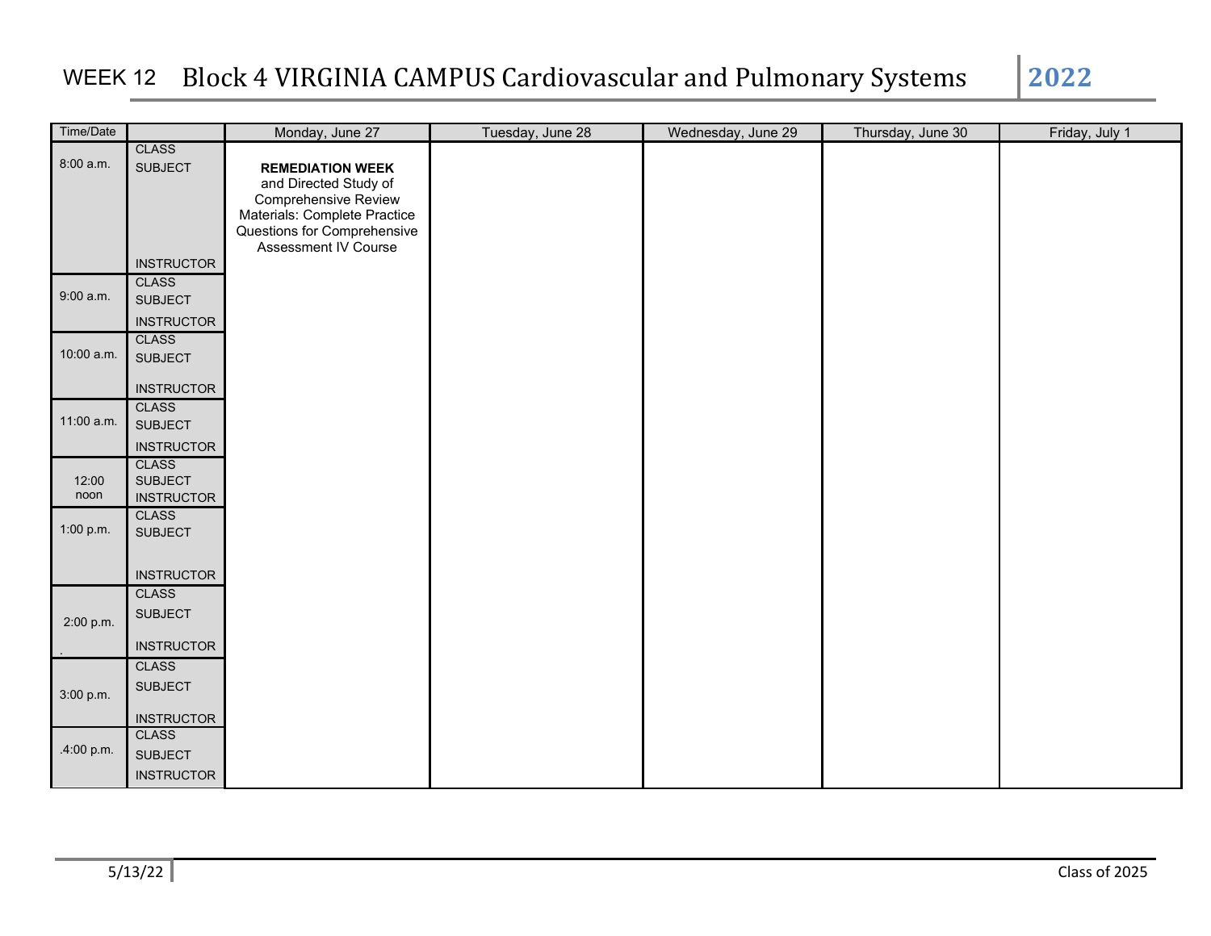# WEEK 12 Block 4 VIRGINIA CAMPUS Cardiovascular and Pulmonary Systems 2022

| Time/Date | | Monday, June 27 | Tuesday, June 28 | Wednesday, June 29 | Thursday, June 30 | Friday, July 1 |
|---|---|---|---|---|---|---|
| 8:00 a.m. | CLASS SUBJECT INSTRUCTOR | **REMEDIATION WEEK** and Directed Study of Comprehensive Review Materials: Complete Practice Questions for Comprehensive Assessment IV Course | | | | |
| 9:00 a.m. | CLASS SUBJECT INSTRUCTOR | | | | | |
| 10:00 a.m. | CLASS SUBJECT INSTRUCTOR | | | | | |
| 11:00 a.m. | CLASS SUBJECT INSTRUCTOR | | | | | |
| 12:00 noon | CLASS SUBJECT INSTRUCTOR | | | | | |
| 1:00 p.m. | CLASS SUBJECT INSTRUCTOR | | | | | |
| 2:00 p.m. | CLASS SUBJECT INSTRUCTOR | | | | | |
| 3:00 p.m. | CLASS SUBJECT INSTRUCTOR | | | | | |
| .4:00 p.m. | CLASS SUBJECT INSTRUCTOR | | | | | |

5/13/22

Class of 2025